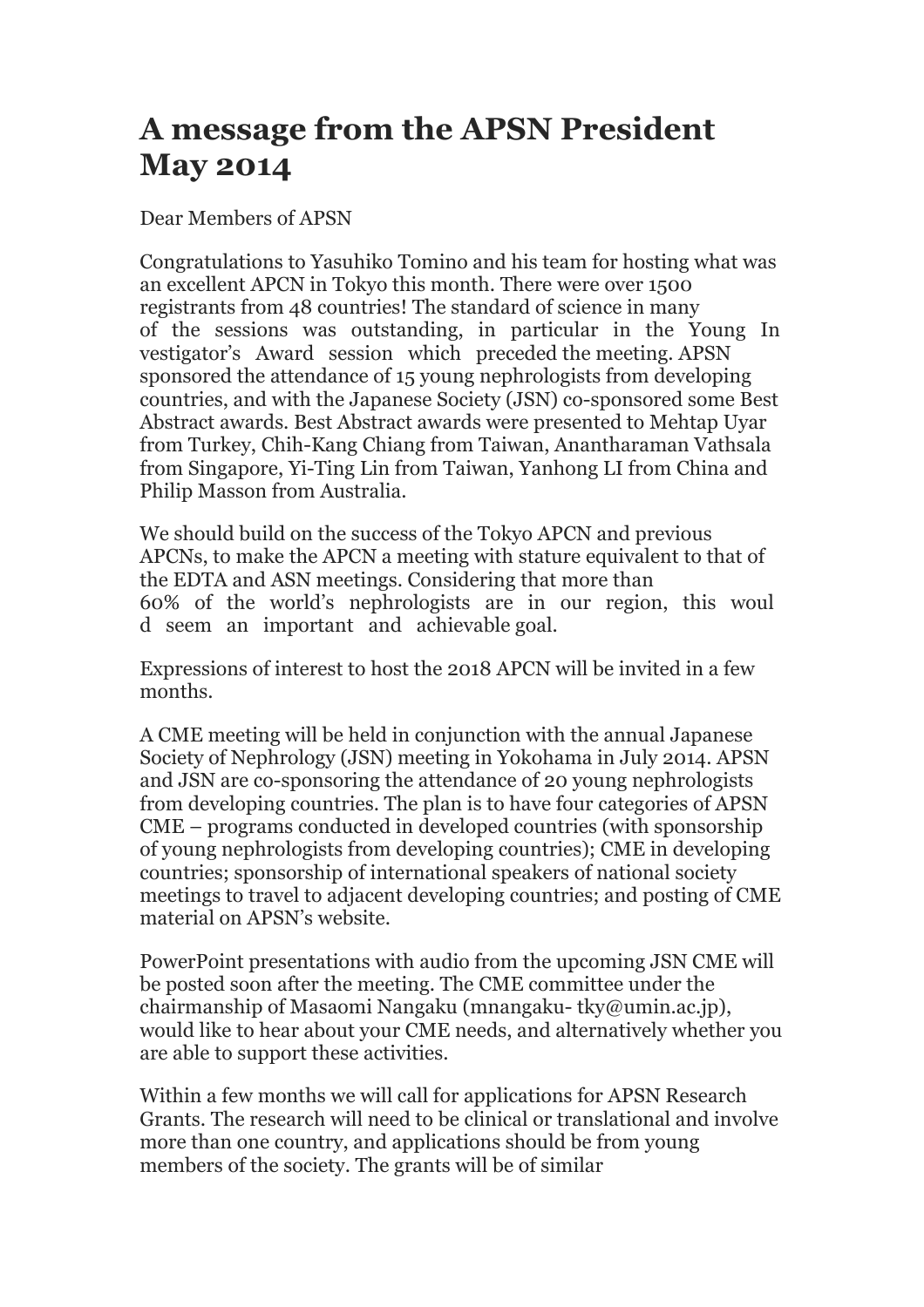# A message from the APSN President May 2014

Dear Members of APSN

Congratulations to Yasuhiko Tomino and his team for hosting what was an excellent APCN in Tokyo this month. There were over 1500 registrants from 48 countries! The standard of science in many of the sessions was outstanding, in particular in the Young Investigator's Award session which preceded the meeting. APSN sponsored the attendance of 15 young nephrologists from developing countries, and with the Japanese Society (JSN) co-sponsored some Best Abstract awards. Best Abstract awards were presented to Mehtap Uyar from Turkey, Chih-Kang Chiang from Taiwan, Anantharaman Vathsala from Singapore, Yi-Ting Lin from Taiwan, Yanhong LI from China and Philip Masson from Australia.

We should build on the success of the Tokyo APCN and previous APCNs, to make the APCN a meeting with stature equivalent to that of the EDTA and ASN meetings. Considering that more than 60% of the world's nephrologists are in our region, this would seem an important and achievable goal.

Expressions of interest to host the 2018 APCN will be invited in a few months.

A CME meeting will be held in conjunction with the annual Japanese Society of Nephrology (JSN) meeting in Yokohama in July 2014. APSN and JSN are co-sponsoring the attendance of 20 young nephrologists from developing countries. The plan is to have four categories of APSN CME – programs conducted in developed countries (with sponsorship of young nephrologists from developing countries); CME in developing countries; sponsorship of international speakers of national society meetings to travel to adjacent developing countries; and posting of CME material on APSN's website.

PowerPoint presentations with audio from the upcoming JSN CME will be posted soon after the meeting. The CME committee under the chairmanship of Masaomi Nangaku (mnangaku- tky@umin.ac.jp), would like to hear about your CME needs, and alternatively whether you are able to support these activities.

Within a few months we will call for applications for APSN Research Grants. The research will need to be clinical or translational and involve more than one country, and applications should be from young members of the society. The grants will be of similar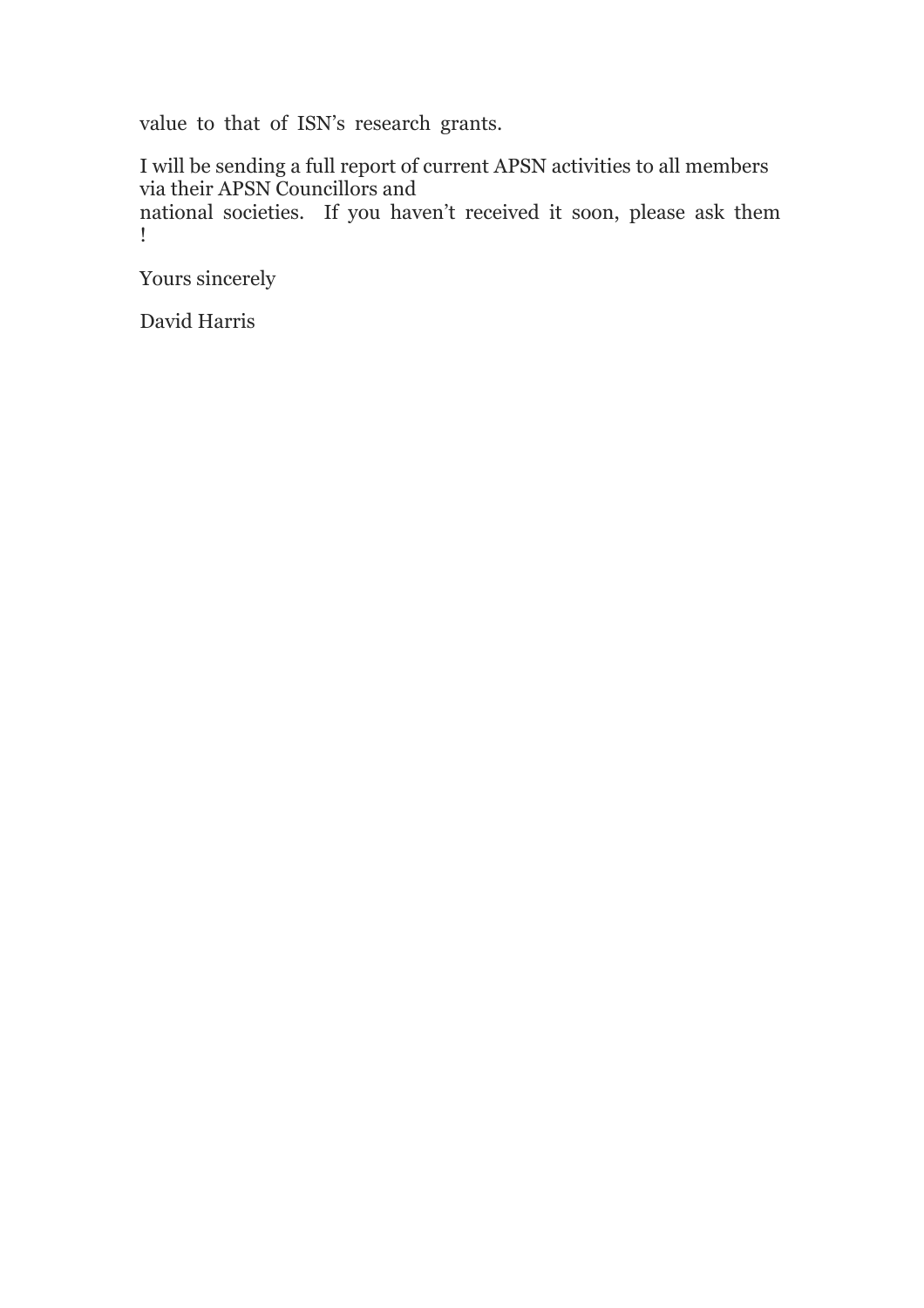value to that of ISN's research grants.

I will be sending a full report of current APSN activities to all members via their APSN Councillors and national societies. If you haven't received it soon, please ask them !

Yours sincerely

David Harris